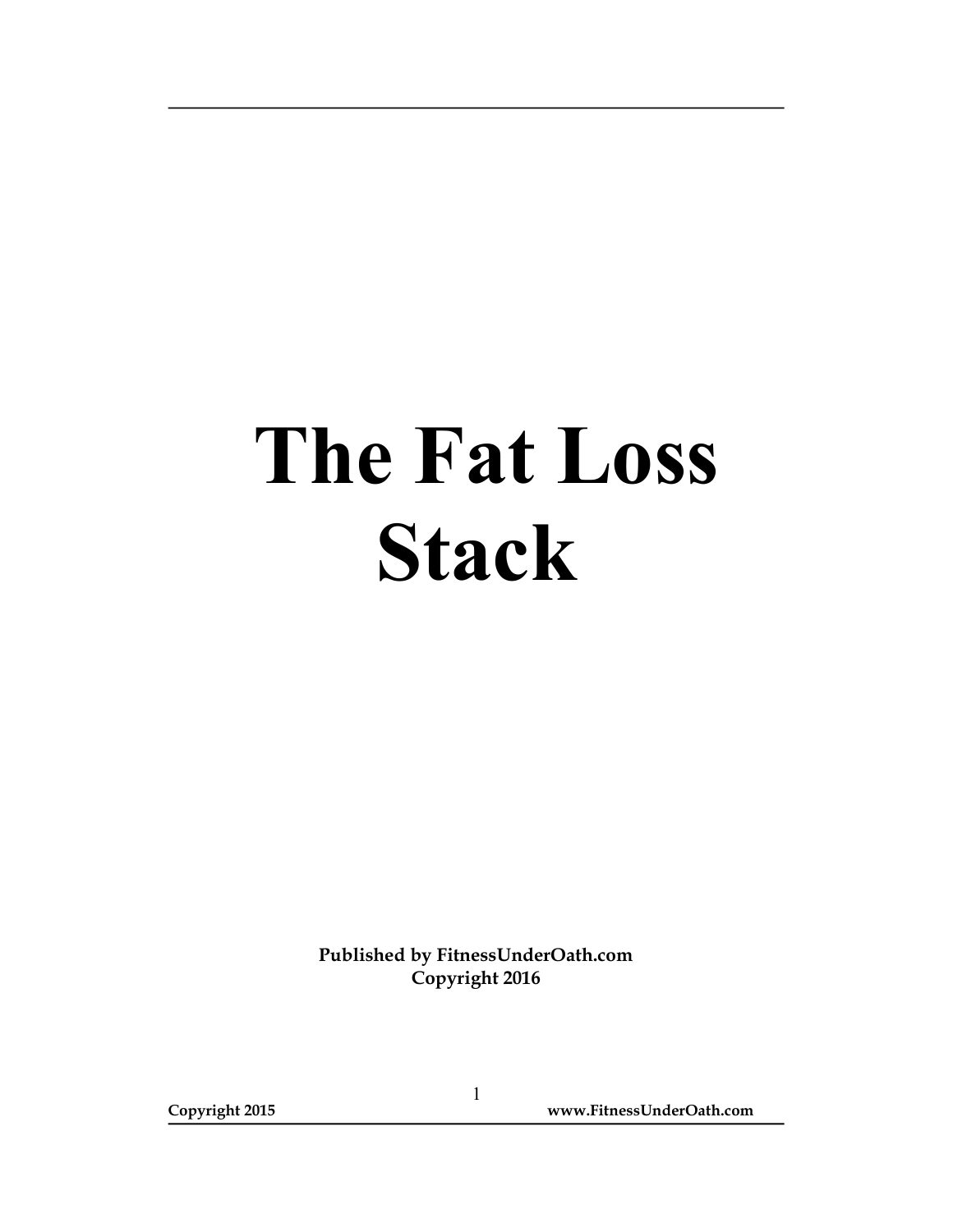# The Fat Loss Stack

**Published by FitnessUnderOath.com**
**Copyright 2016**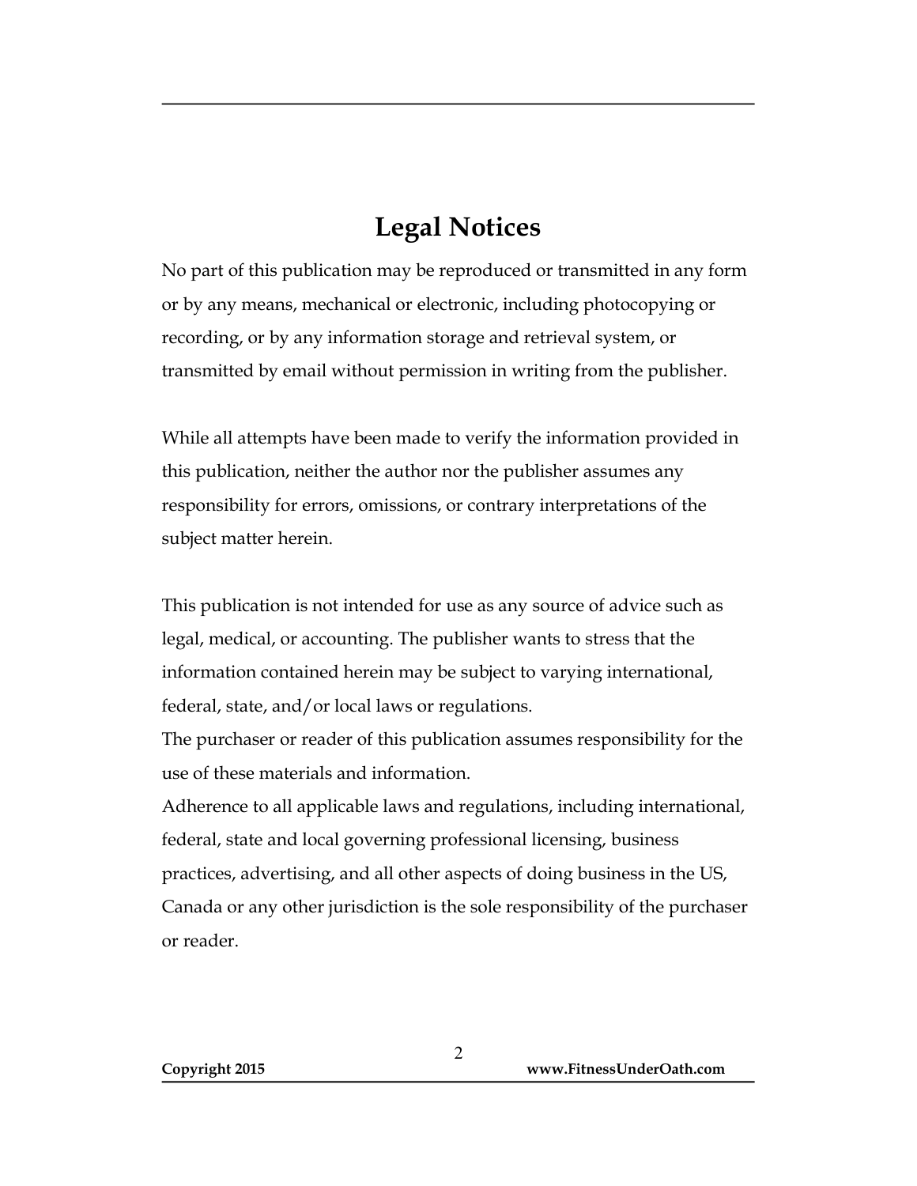# Legal Notices

No part of this publication may be reproduced or transmitted in any form or by any means, mechanical or electronic, including photocopying or recording, or by any information storage and retrieval system, or transmitted by email without permission in writing from the publisher.

While all attempts have been made to verify the information provided in this publication, neither the author nor the publisher assumes any responsibility for errors, omissions, or contrary interpretations of the subject matter herein.

This publication is not intended for use as any source of advice such as legal, medical, or accounting. The publisher wants to stress that the information contained herein may be subject to varying international, federal, state, and/or local laws or regulations.
The purchaser or reader of this publication assumes responsibility for the use of these materials and information.
Adherence to all applicable laws and regulations, including international, federal, state and local governing professional licensing, business practices, advertising, and all other aspects of doing business in the US, Canada or any other jurisdiction is the sole responsibility of the purchaser or reader.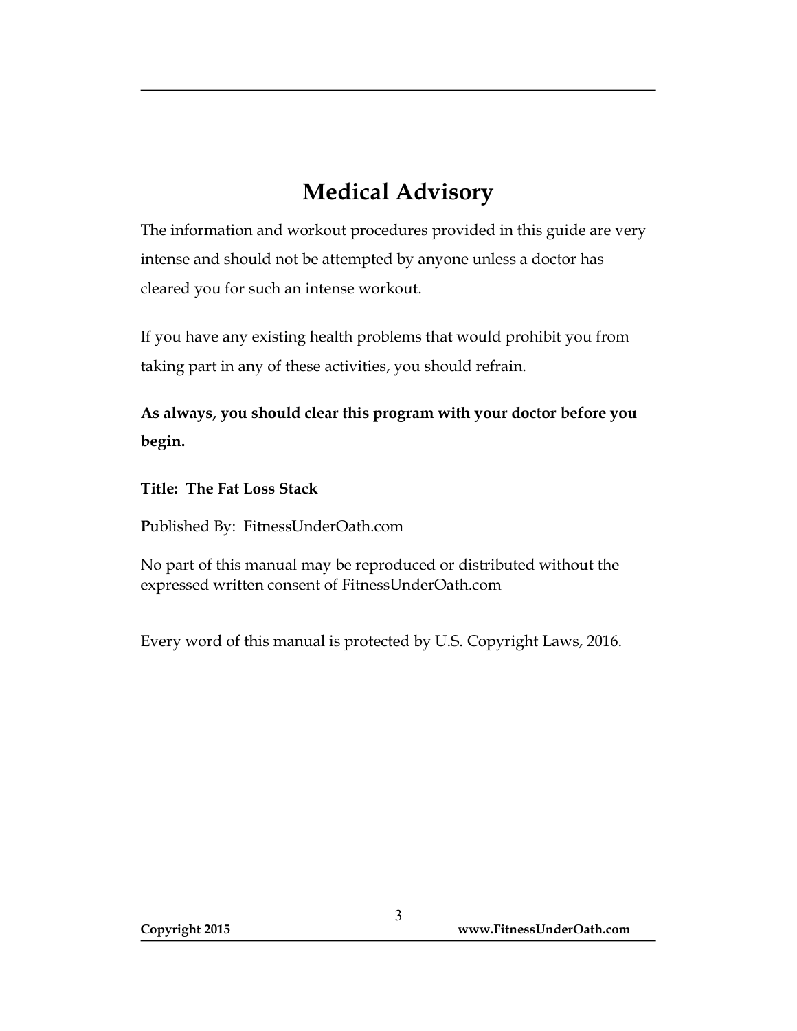# Medical Advisory

The information and workout procedures provided in this guide are very intense and should not be attempted by anyone unless a doctor has cleared you for such an intense workout.

If you have any existing health problems that would prohibit you from taking part in any of these activities, you should refrain.

**As always, you should clear this program with your doctor before you begin.**

**Title: The Fat Loss Stack**

**P**ublished By: FitnessUnderOath.com

No part of this manual may be reproduced or distributed without the expressed written consent of FitnessUnderOath.com

Every word of this manual is protected by U.S. Copyright Laws, 2016.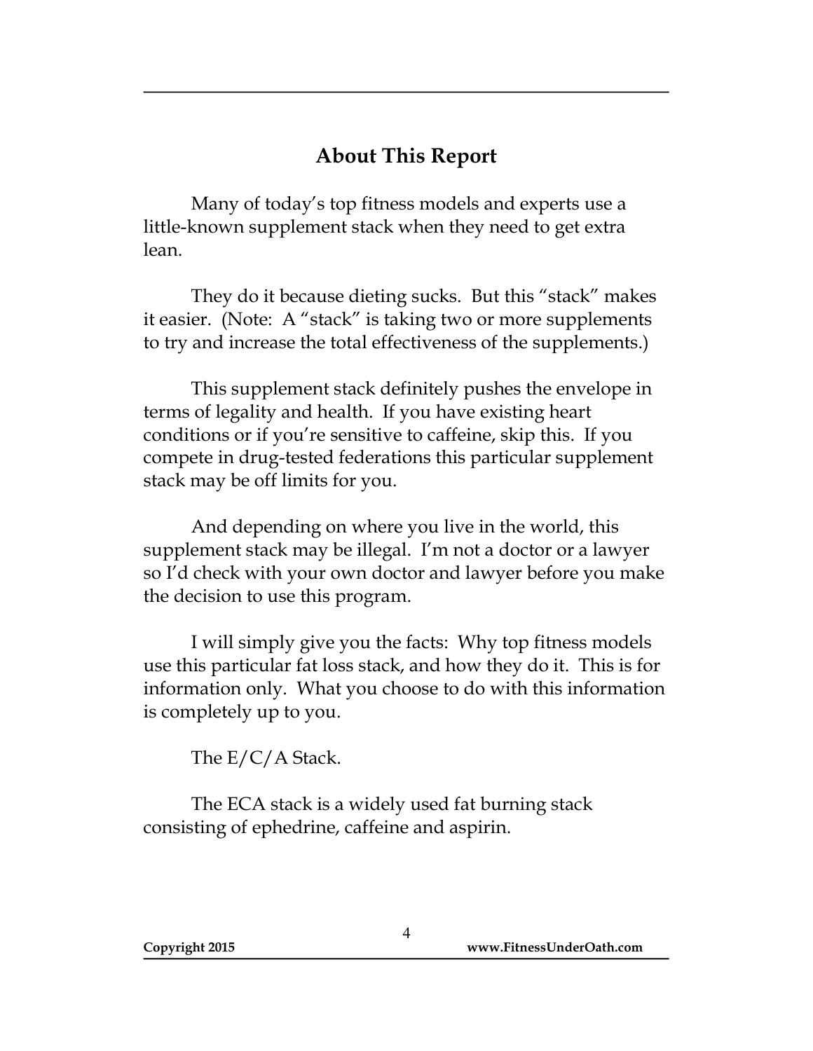## About This Report

Many of today's top fitness models and experts use a little-known supplement stack when they need to get extra lean.

They do it because dieting sucks. But this "stack" makes it easier. (Note: A "stack" is taking two or more supplements to try and increase the total effectiveness of the supplements.)

This supplement stack definitely pushes the envelope in terms of legality and health. If you have existing heart conditions or if you're sensitive to caffeine, skip this. If you compete in drug-tested federations this particular supplement stack may be off limits for you.

And depending on where you live in the world, this supplement stack may be illegal. I'm not a doctor or a lawyer so I'd check with your own doctor and lawyer before you make the decision to use this program.

I will simply give you the facts: Why top fitness models use this particular fat loss stack, and how they do it. This is for information only. What you choose to do with this information is completely up to you.

The E/C/A Stack.

The ECA stack is a widely used fat burning stack consisting of ephedrine, caffeine and aspirin.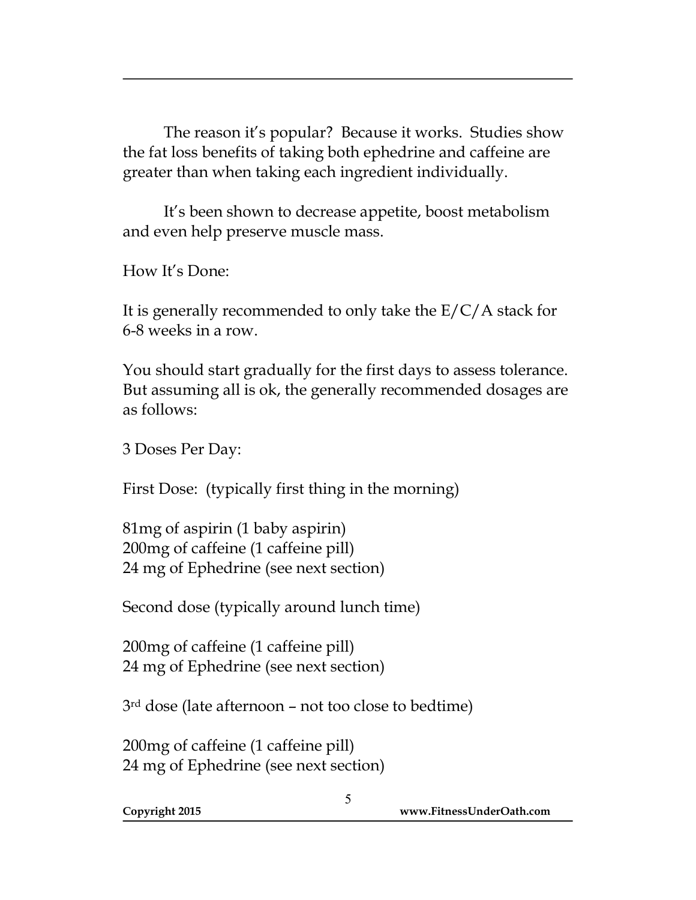The reason it's popular? Because it works. Studies show the fat loss benefits of taking both ephedrine and caffeine are greater than when taking each ingredient individually.

It's been shown to decrease appetite, boost metabolism and even help preserve muscle mass.

How It's Done:

It is generally recommended to only take the E/C/A stack for 6-8 weeks in a row.

You should start gradually for the first days to assess tolerance. But assuming all is ok, the generally recommended dosages are as follows:

3 Doses Per Day:

First Dose: (typically first thing in the morning)

81mg of aspirin (1 baby aspirin)
200mg of caffeine (1 caffeine pill)
24 mg of Ephedrine (see next section)

Second dose (typically around lunch time)

200mg of caffeine (1 caffeine pill)
24 mg of Ephedrine (see next section)

3rd dose (late afternoon – not too close to bedtime)

200mg of caffeine (1 caffeine pill)
24 mg of Ephedrine (see next section)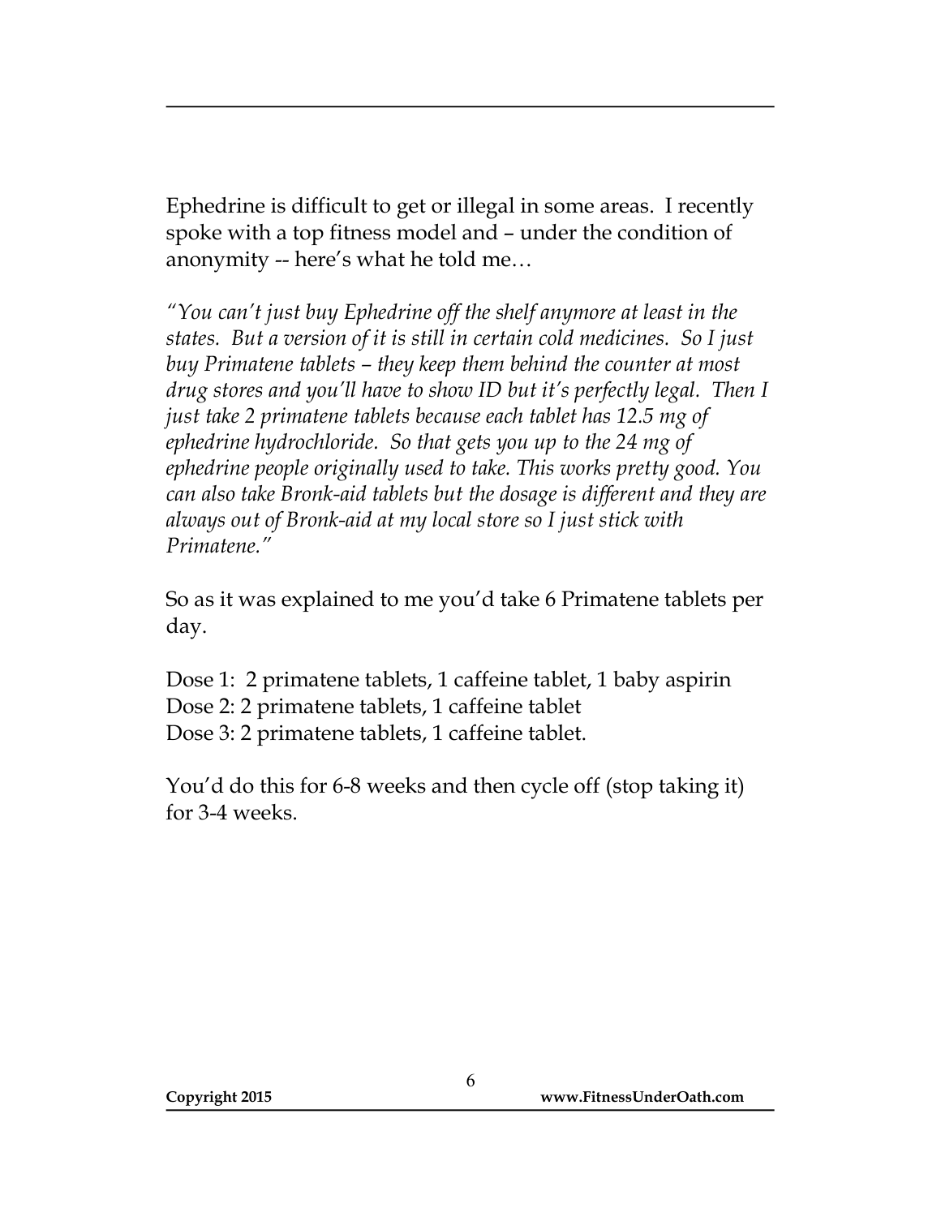Ephedrine is difficult to get or illegal in some areas. I recently spoke with a top fitness model and – under the condition of anonymity -- here's what he told me…

*"You can't just buy Ephedrine off the shelf anymore at least in the states. But a version of it is still in certain cold medicines. So I just buy Primatene tablets – they keep them behind the counter at most drug stores and you'll have to show ID but it's perfectly legal. Then I just take 2 primatene tablets because each tablet has 12.5 mg of ephedrine hydrochloride. So that gets you up to the 24 mg of ephedrine people originally used to take. This works pretty good. You can also take Bronk-aid tablets but the dosage is different and they are always out of Bronk-aid at my local store so I just stick with Primatene."*

So as it was explained to me you'd take 6 Primatene tablets per day.

Dose 1: 2 primatene tablets, 1 caffeine tablet, 1 baby aspirin
Dose 2: 2 primatene tablets, 1 caffeine tablet
Dose 3: 2 primatene tablets, 1 caffeine tablet.

You'd do this for 6-8 weeks and then cycle off (stop taking it) for 3-4 weeks.